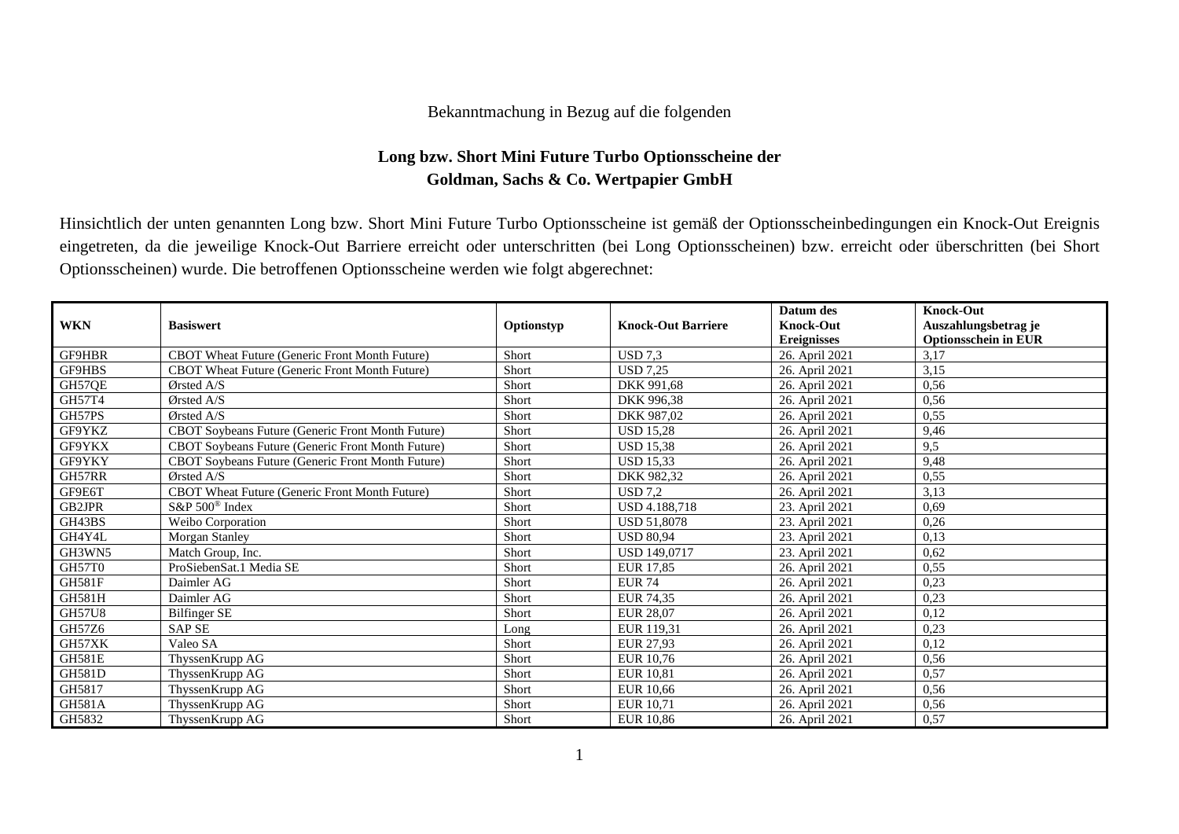Bekanntmachung in Bezug auf die folgenden

**Long bzw. Short Mini Future Turbo Optionsscheine der**
**Goldman, Sachs & Co. Wertpapier GmbH**

Hinsichtlich der unten genannten Long bzw. Short Mini Future Turbo Optionsscheine ist gemäß der Optionsscheinbedingungen ein Knock-Out Ereignis eingetreten, da die jeweilige Knock-Out Barriere erreicht oder unterschritten (bei Long Optionsscheinen) bzw. erreicht oder überschritten (bei Short Optionsscheinen) wurde. Die betroffenen Optionsscheine werden wie folgt abgerechnet:

| WKN | Basiswert | Optionstyp | Knock-Out Barriere | Datum des Knock-Out Ereignisses | Knock-Out Auszahlungsbetrag je Optionsschein in EUR |
|---|---|---|---|---|---|
| GF9HBR | CBOT Wheat Future (Generic Front Month Future) | Short | USD 7,3 | 26. April 2021 | 3,17 |
| GF9HBS | CBOT Wheat Future (Generic Front Month Future) | Short | USD 7,25 | 26. April 2021 | 3,15 |
| GH57QE | Ørsted A/S | Short | DKK 991,68 | 26. April 2021 | 0,56 |
| GH57T4 | Ørsted A/S | Short | DKK 996,38 | 26. April 2021 | 0,56 |
| GH57PS | Ørsted A/S | Short | DKK 987,02 | 26. April 2021 | 0,55 |
| GF9YKZ | CBOT Soybeans Future (Generic Front Month Future) | Short | USD 15,28 | 26. April 2021 | 9,46 |
| GF9YKX | CBOT Soybeans Future (Generic Front Month Future) | Short | USD 15,38 | 26. April 2021 | 9,5 |
| GF9YKY | CBOT Soybeans Future (Generic Front Month Future) | Short | USD 15,33 | 26. April 2021 | 9,48 |
| GH57RR | Ørsted A/S | Short | DKK 982,32 | 26. April 2021 | 0,55 |
| GF9E6T | CBOT Wheat Future (Generic Front Month Future) | Short | USD 7,2 | 26. April 2021 | 3,13 |
| GB2JPR | S&P 500® Index | Short | USD 4.188,718 | 23. April 2021 | 0,69 |
| GH43BS | Weibo Corporation | Short | USD 51,8078 | 23. April 2021 | 0,26 |
| GH4Y4L | Morgan Stanley | Short | USD 80,94 | 23. April 2021 | 0,13 |
| GH3WN5 | Match Group, Inc. | Short | USD 149,0717 | 23. April 2021 | 0,62 |
| GH57T0 | ProSiebenSat.1 Media SE | Short | EUR 17,85 | 26. April 2021 | 0,55 |
| GH581F | Daimler AG | Short | EUR 74 | 26. April 2021 | 0,23 |
| GH581H | Daimler AG | Short | EUR 74,35 | 26. April 2021 | 0,23 |
| GH57U8 | Bilfinger SE | Short | EUR 28,07 | 26. April 2021 | 0,12 |
| GH57Z6 | SAP SE | Long | EUR 119,31 | 26. April 2021 | 0,23 |
| GH57XK | Valeo SA | Short | EUR 27,93 | 26. April 2021 | 0,12 |
| GH581E | ThyssenKrupp AG | Short | EUR 10,76 | 26. April 2021 | 0,56 |
| GH581D | ThyssenKrupp AG | Short | EUR 10,81 | 26. April 2021 | 0,57 |
| GH5817 | ThyssenKrupp AG | Short | EUR 10,66 | 26. April 2021 | 0,56 |
| GH581A | ThyssenKrupp AG | Short | EUR 10,71 | 26. April 2021 | 0,56 |
| GH5832 | ThyssenKrupp AG | Short | EUR 10,86 | 26. April 2021 | 0,57 |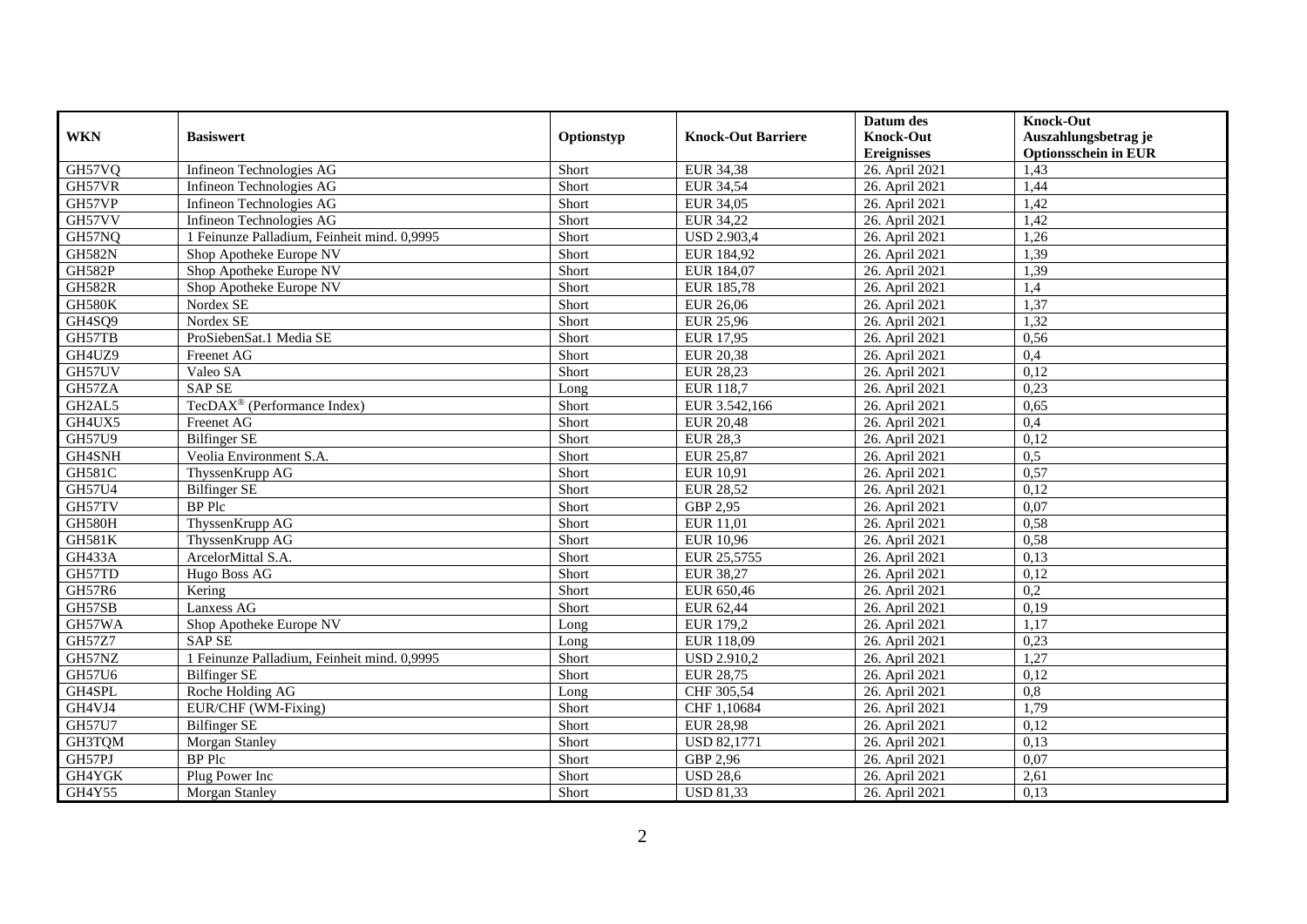| WKN | Basiswert | Optionstyp | Knock-Out Barriere | Datum des Knock-Out Ereignisses | Knock-Out Auszahlungsbetrag je Optionsschein in EUR |
|---|---|---|---|---|---|
| GH57VQ | Infineon Technologies AG | Short | EUR 34,38 | 26. April 2021 | 1,43 |
| GH57VR | Infineon Technologies AG | Short | EUR 34,54 | 26. April 2021 | 1,44 |
| GH57VP | Infineon Technologies AG | Short | EUR 34,05 | 26. April 2021 | 1,42 |
| GH57VV | Infineon Technologies AG | Short | EUR 34,22 | 26. April 2021 | 1,42 |
| GH57NQ | 1 Feinunze Palladium, Feinheit mind. 0,9995 | Short | USD 2.903,4 | 26. April 2021 | 1,26 |
| GH582N | Shop Apotheke Europe NV | Short | EUR 184,92 | 26. April 2021 | 1,39 |
| GH582P | Shop Apotheke Europe NV | Short | EUR 184,07 | 26. April 2021 | 1,39 |
| GH582R | Shop Apotheke Europe NV | Short | EUR 185,78 | 26. April 2021 | 1,4 |
| GH580K | Nordex SE | Short | EUR 26,06 | 26. April 2021 | 1,37 |
| GH4SQ9 | Nordex SE | Short | EUR 25,96 | 26. April 2021 | 1,32 |
| GH57TB | ProSiebenSat.1 Media SE | Short | EUR 17,95 | 26. April 2021 | 0,56 |
| GH4UZ9 | Freenet AG | Short | EUR 20,38 | 26. April 2021 | 0,4 |
| GH57UV | Valeo SA | Short | EUR 28,23 | 26. April 2021 | 0,12 |
| GH57ZA | SAP SE | Long | EUR 118,7 | 26. April 2021 | 0,23 |
| GH2AL5 | TecDAX® (Performance Index) | Short | EUR 3.542,166 | 26. April 2021 | 0,65 |
| GH4UX5 | Freenet AG | Short | EUR 20,48 | 26. April 2021 | 0,4 |
| GH57U9 | Bilfinger SE | Short | EUR 28,3 | 26. April 2021 | 0,12 |
| GH4SNH | Veolia Environment S.A. | Short | EUR 25,87 | 26. April 2021 | 0,5 |
| GH581C | ThyssenKrupp AG | Short | EUR 10,91 | 26. April 2021 | 0,57 |
| GH57U4 | Bilfinger SE | Short | EUR 28,52 | 26. April 2021 | 0,12 |
| GH57TV | BP Plc | Short | GBP 2,95 | 26. April 2021 | 0,07 |
| GH580H | ThyssenKrupp AG | Short | EUR 11,01 | 26. April 2021 | 0,58 |
| GH581K | ThyssenKrupp AG | Short | EUR 10,96 | 26. April 2021 | 0,58 |
| GH433A | ArcelorMittal S.A. | Short | EUR 25,5755 | 26. April 2021 | 0,13 |
| GH57TD | Hugo Boss AG | Short | EUR 38,27 | 26. April 2021 | 0,12 |
| GH57R6 | Kering | Short | EUR 650,46 | 26. April 2021 | 0,2 |
| GH57SB | Lanxess AG | Short | EUR 62,44 | 26. April 2021 | 0,19 |
| GH57WA | Shop Apotheke Europe NV | Long | EUR 179,2 | 26. April 2021 | 1,17 |
| GH57Z7 | SAP SE | Long | EUR 118,09 | 26. April 2021 | 0,23 |
| GH57NZ | 1 Feinunze Palladium, Feinheit mind. 0,9995 | Short | USD 2.910,2 | 26. April 2021 | 1,27 |
| GH57U6 | Bilfinger SE | Short | EUR 28,75 | 26. April 2021 | 0,12 |
| GH4SPL | Roche Holding AG | Long | CHF 305,54 | 26. April 2021 | 0,8 |
| GH4VJ4 | EUR/CHF (WM-Fixing) | Short | CHF 1,10684 | 26. April 2021 | 1,79 |
| GH57U7 | Bilfinger SE | Short | EUR 28,98 | 26. April 2021 | 0,12 |
| GH3TQM | Morgan Stanley | Short | USD 82,1771 | 26. April 2021 | 0,13 |
| GH57PJ | BP Plc | Short | GBP 2,96 | 26. April 2021 | 0,07 |
| GH4YGK | Plug Power Inc | Short | USD 28,6 | 26. April 2021 | 2,61 |
| GH4Y55 | Morgan Stanley | Short | USD 81,33 | 26. April 2021 | 0,13 |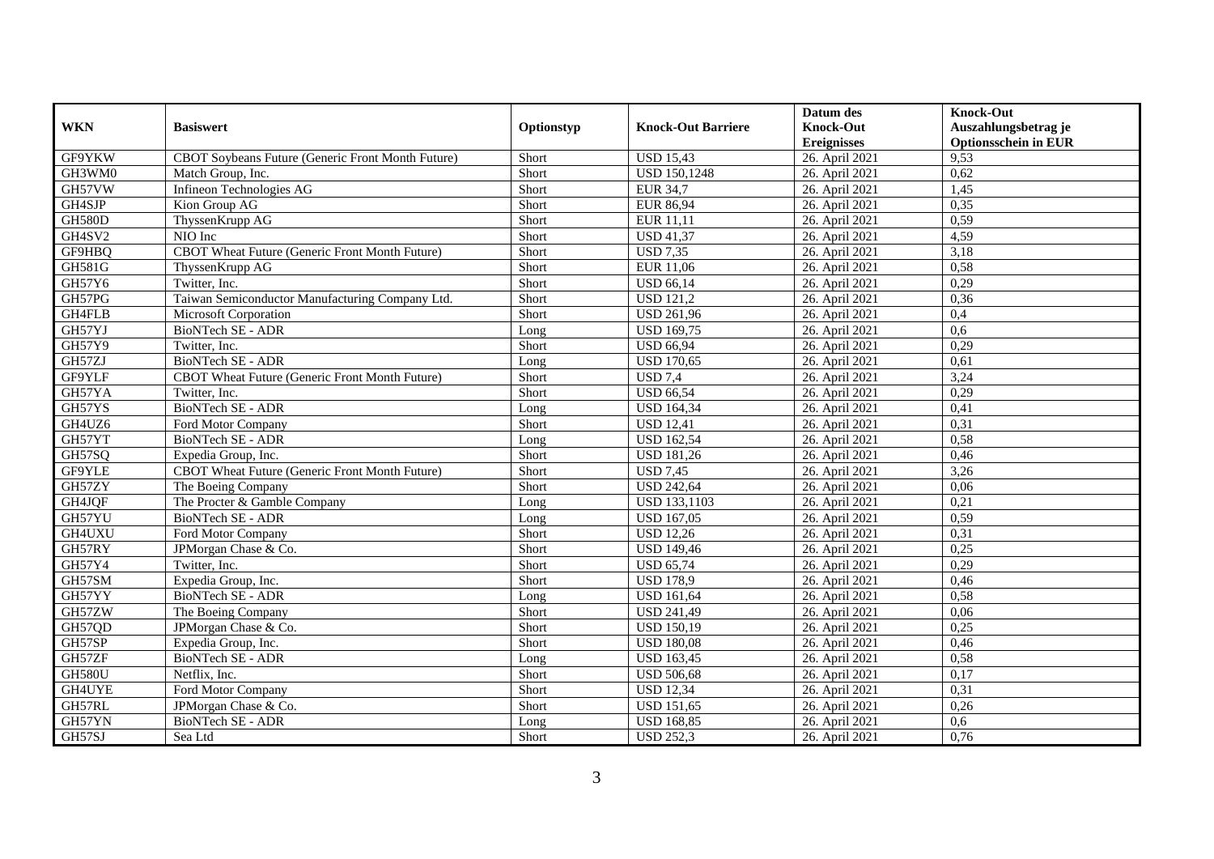| WKN | Basiswert | Optionstyp | Knock-Out Barriere | Datum des Knock-Out Ereignisses | Knock-Out Auszahlungsbetrag je Optionsschein in EUR |
|---|---|---|---|---|---|
| GF9YKW | CBOT Soybeans Future (Generic Front Month Future) | Short | USD 15,43 | 26. April 2021 | 9,53 |
| GH3WM0 | Match Group, Inc. | Short | USD 150,1248 | 26. April 2021 | 0,62 |
| GH57VW | Infineon Technologies AG | Short | EUR 34,7 | 26. April 2021 | 1,45 |
| GH4SJP | Kion Group AG | Short | EUR 86,94 | 26. April 2021 | 0,35 |
| GH580D | ThyssenKrupp AG | Short | EUR 11,11 | 26. April 2021 | 0,59 |
| GH4SV2 | NIO Inc | Short | USD 41,37 | 26. April 2021 | 4,59 |
| GF9HBQ | CBOT Wheat Future (Generic Front Month Future) | Short | USD 7,35 | 26. April 2021 | 3,18 |
| GH581G | ThyssenKrupp AG | Short | EUR 11,06 | 26. April 2021 | 0,58 |
| GH57Y6 | Twitter, Inc. | Short | USD 66,14 | 26. April 2021 | 0,29 |
| GH57PG | Taiwan Semiconductor Manufacturing Company Ltd. | Short | USD 121,2 | 26. April 2021 | 0,36 |
| GH4FLB | Microsoft Corporation | Short | USD 261,96 | 26. April 2021 | 0,4 |
| GH57YJ | BioNTech SE - ADR | Long | USD 169,75 | 26. April 2021 | 0,6 |
| GH57Y9 | Twitter, Inc. | Short | USD 66,94 | 26. April 2021 | 0,29 |
| GH57ZJ | BioNTech SE - ADR | Long | USD 170,65 | 26. April 2021 | 0,61 |
| GF9YLF | CBOT Wheat Future (Generic Front Month Future) | Short | USD 7,4 | 26. April 2021 | 3,24 |
| GH57YA | Twitter, Inc. | Short | USD 66,54 | 26. April 2021 | 0,29 |
| GH57YS | BioNTech SE - ADR | Long | USD 164,34 | 26. April 2021 | 0,41 |
| GH4UZ6 | Ford Motor Company | Short | USD 12,41 | 26. April 2021 | 0,31 |
| GH57YT | BioNTech SE - ADR | Long | USD 162,54 | 26. April 2021 | 0,58 |
| GH57SQ | Expedia Group, Inc. | Short | USD 181,26 | 26. April 2021 | 0,46 |
| GF9YLE | CBOT Wheat Future (Generic Front Month Future) | Short | USD 7,45 | 26. April 2021 | 3,26 |
| GH57ZY | The Boeing Company | Short | USD 242,64 | 26. April 2021 | 0,06 |
| GH4JQF | The Procter & Gamble Company | Long | USD 133,1103 | 26. April 2021 | 0,21 |
| GH57YU | BioNTech SE - ADR | Long | USD 167,05 | 26. April 2021 | 0,59 |
| GH4UXU | Ford Motor Company | Short | USD 12,26 | 26. April 2021 | 0,31 |
| GH57RY | JPMorgan Chase & Co. | Short | USD 149,46 | 26. April 2021 | 0,25 |
| GH57Y4 | Twitter, Inc. | Short | USD 65,74 | 26. April 2021 | 0,29 |
| GH57SM | Expedia Group, Inc. | Short | USD 178,9 | 26. April 2021 | 0,46 |
| GH57YY | BioNTech SE - ADR | Long | USD 161,64 | 26. April 2021 | 0,58 |
| GH57ZW | The Boeing Company | Short | USD 241,49 | 26. April 2021 | 0,06 |
| GH57QD | JPMorgan Chase & Co. | Short | USD 150,19 | 26. April 2021 | 0,25 |
| GH57SP | Expedia Group, Inc. | Short | USD 180,08 | 26. April 2021 | 0,46 |
| GH57ZF | BioNTech SE - ADR | Long | USD 163,45 | 26. April 2021 | 0,58 |
| GH580U | Netflix, Inc. | Short | USD 506,68 | 26. April 2021 | 0,17 |
| GH4UYE | Ford Motor Company | Short | USD 12,34 | 26. April 2021 | 0,31 |
| GH57RL | JPMorgan Chase & Co. | Short | USD 151,65 | 26. April 2021 | 0,26 |
| GH57YN | BioNTech SE - ADR | Long | USD 168,85 | 26. April 2021 | 0,6 |
| GH57SJ | Sea Ltd | Short | USD 252,3 | 26. April 2021 | 0,76 |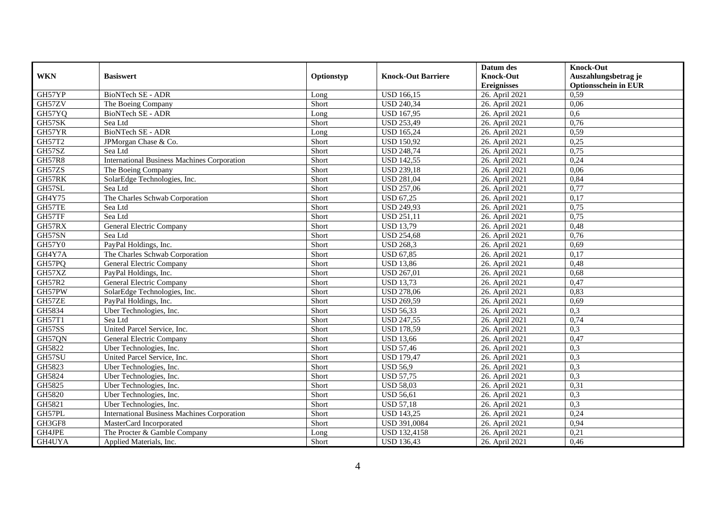| WKN | Basiswert | Optionstyp | Knock-Out Barriere | Datum des Knock-Out Ereignisses | Knock-Out Auszahlungsbetrag je Optionsschein in EUR |
|---|---|---|---|---|---|
| GH57YP | BioNTech SE - ADR | Long | USD 166,15 | 26. April 2021 | 0,59 |
| GH57ZV | The Boeing Company | Short | USD 240,34 | 26. April 2021 | 0,06 |
| GH57YQ | BioNTech SE - ADR | Long | USD 167,95 | 26. April 2021 | 0,6 |
| GH57SK | Sea Ltd | Short | USD 253,49 | 26. April 2021 | 0,76 |
| GH57YR | BioNTech SE - ADR | Long | USD 165,24 | 26. April 2021 | 0,59 |
| GH57T2 | JPMorgan Chase & Co. | Short | USD 150,92 | 26. April 2021 | 0,25 |
| GH57SZ | Sea Ltd | Short | USD 248,74 | 26. April 2021 | 0,75 |
| GH57R8 | International Business Machines Corporation | Short | USD 142,55 | 26. April 2021 | 0,24 |
| GH57ZS | The Boeing Company | Short | USD 239,18 | 26. April 2021 | 0,06 |
| GH57RK | SolarEdge Technologies, Inc. | Short | USD 281,04 | 26. April 2021 | 0,84 |
| GH57SL | Sea Ltd | Short | USD 257,06 | 26. April 2021 | 0,77 |
| GH4Y75 | The Charles Schwab Corporation | Short | USD 67,25 | 26. April 2021 | 0,17 |
| GH57TE | Sea Ltd | Short | USD 249,93 | 26. April 2021 | 0,75 |
| GH57TF | Sea Ltd | Short | USD 251,11 | 26. April 2021 | 0,75 |
| GH57RX | General Electric Company | Short | USD 13,79 | 26. April 2021 | 0,48 |
| GH57SN | Sea Ltd | Short | USD 254,68 | 26. April 2021 | 0,76 |
| GH57Y0 | PayPal Holdings, Inc. | Short | USD 268,3 | 26. April 2021 | 0,69 |
| GH4Y7A | The Charles Schwab Corporation | Short | USD 67,85 | 26. April 2021 | 0,17 |
| GH57PQ | General Electric Company | Short | USD 13,86 | 26. April 2021 | 0,48 |
| GH57XZ | PayPal Holdings, Inc. | Short | USD 267,01 | 26. April 2021 | 0,68 |
| GH57R2 | General Electric Company | Short | USD 13,73 | 26. April 2021 | 0,47 |
| GH57PW | SolarEdge Technologies, Inc. | Short | USD 278,06 | 26. April 2021 | 0,83 |
| GH57ZE | PayPal Holdings, Inc. | Short | USD 269,59 | 26. April 2021 | 0,69 |
| GH5834 | Uber Technologies, Inc. | Short | USD 56,33 | 26. April 2021 | 0,3 |
| GH57T1 | Sea Ltd | Short | USD 247,55 | 26. April 2021 | 0,74 |
| GH57SS | United Parcel Service, Inc. | Short | USD 178,59 | 26. April 2021 | 0,3 |
| GH57QN | General Electric Company | Short | USD 13,66 | 26. April 2021 | 0,47 |
| GH5822 | Uber Technologies, Inc. | Short | USD 57,46 | 26. April 2021 | 0,3 |
| GH57SU | United Parcel Service, Inc. | Short | USD 179,47 | 26. April 2021 | 0,3 |
| GH5823 | Uber Technologies, Inc. | Short | USD 56,9 | 26. April 2021 | 0,3 |
| GH5824 | Uber Technologies, Inc. | Short | USD 57,75 | 26. April 2021 | 0,3 |
| GH5825 | Uber Technologies, Inc. | Short | USD 58,03 | 26. April 2021 | 0,31 |
| GH5820 | Uber Technologies, Inc. | Short | USD 56,61 | 26. April 2021 | 0,3 |
| GH5821 | Uber Technologies, Inc. | Short | USD 57,18 | 26. April 2021 | 0,3 |
| GH57PL | International Business Machines Corporation | Short | USD 143,25 | 26. April 2021 | 0,24 |
| GH3GF8 | MasterCard Incorporated | Short | USD 391,0084 | 26. April 2021 | 0,94 |
| GH4JPE | The Procter & Gamble Company | Long | USD 132,4158 | 26. April 2021 | 0,21 |
| GH4UYA | Applied Materials, Inc. | Short | USD 136,43 | 26. April 2021 | 0,46 |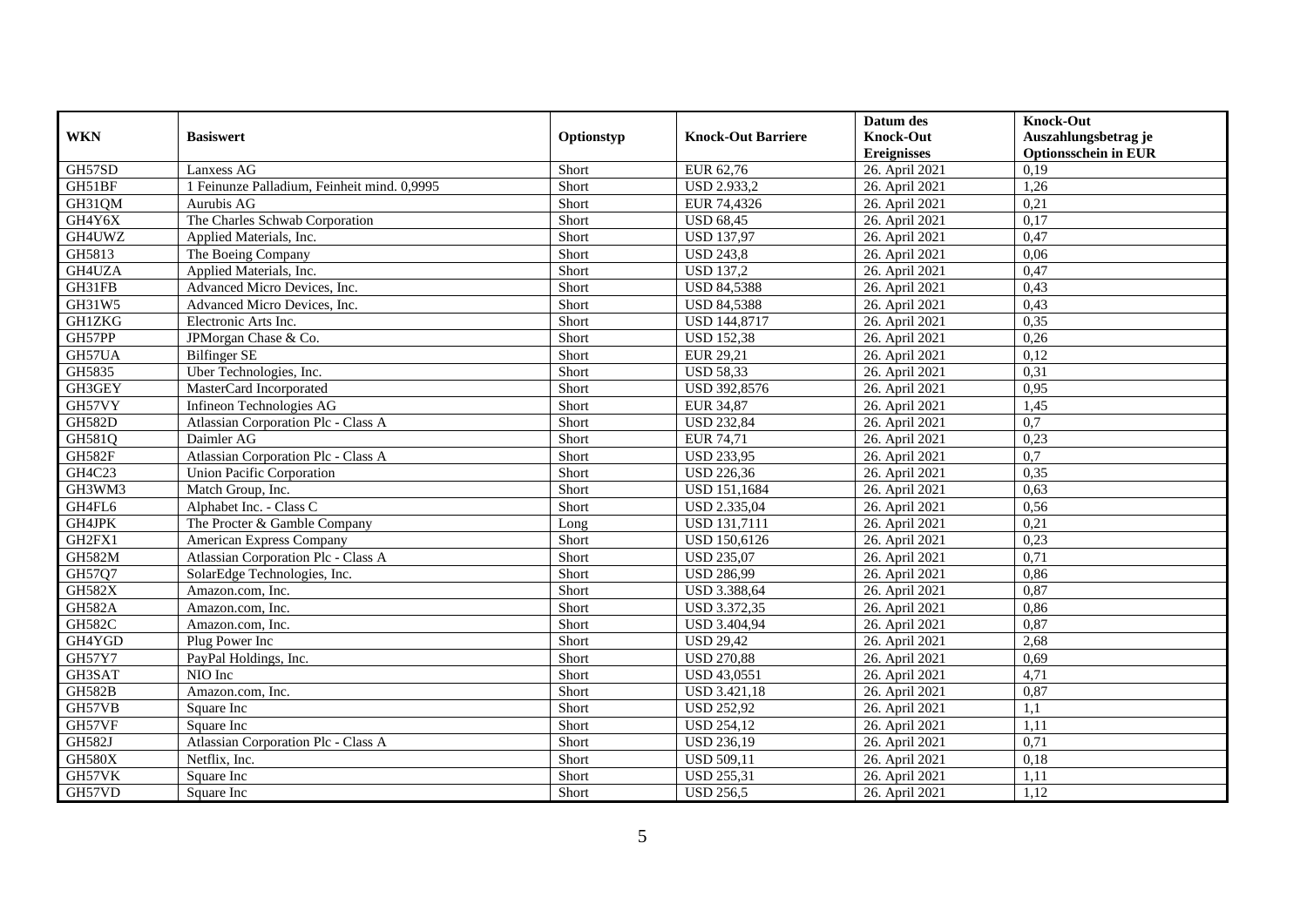| WKN | Basiswert | Optionstyp | Knock-Out Barriere | Datum des Knock-Out Ereignisses | Knock-Out Auszahlungsbetrag je Optionsschein in EUR |
|---|---|---|---|---|---|
| GH57SD | Lanxess AG | Short | EUR 62,76 | 26. April 2021 | 0,19 |
| GH51BF | 1 Feinunze Palladium, Feinheit mind. 0,9995 | Short | USD 2.933,2 | 26. April 2021 | 1,26 |
| GH31QM | Aurubis AG | Short | EUR 74,4326 | 26. April 2021 | 0,21 |
| GH4Y6X | The Charles Schwab Corporation | Short | USD 68,45 | 26. April 2021 | 0,17 |
| GH4UWZ | Applied Materials, Inc. | Short | USD 137,97 | 26. April 2021 | 0,47 |
| GH5813 | The Boeing Company | Short | USD 243,8 | 26. April 2021 | 0,06 |
| GH4UZA | Applied Materials, Inc. | Short | USD 137,2 | 26. April 2021 | 0,47 |
| GH31FB | Advanced Micro Devices, Inc. | Short | USD 84,5388 | 26. April 2021 | 0,43 |
| GH31W5 | Advanced Micro Devices, Inc. | Short | USD 84,5388 | 26. April 2021 | 0,43 |
| GH1ZKG | Electronic Arts Inc. | Short | USD 144,8717 | 26. April 2021 | 0,35 |
| GH57PP | JPMorgan Chase & Co. | Short | USD 152,38 | 26. April 2021 | 0,26 |
| GH57UA | Bilfinger SE | Short | EUR 29,21 | 26. April 2021 | 0,12 |
| GH5835 | Uber Technologies, Inc. | Short | USD 58,33 | 26. April 2021 | 0,31 |
| GH3GEY | MasterCard Incorporated | Short | USD 392,8576 | 26. April 2021 | 0,95 |
| GH57VY | Infineon Technologies AG | Short | EUR 34,87 | 26. April 2021 | 1,45 |
| GH582D | Atlassian Corporation Plc - Class A | Short | USD 232,84 | 26. April 2021 | 0,7 |
| GH581Q | Daimler AG | Short | EUR 74,71 | 26. April 2021 | 0,23 |
| GH582F | Atlassian Corporation Plc - Class A | Short | USD 233,95 | 26. April 2021 | 0,7 |
| GH4C23 | Union Pacific Corporation | Short | USD 226,36 | 26. April 2021 | 0,35 |
| GH3WM3 | Match Group, Inc. | Short | USD 151,1684 | 26. April 2021 | 0,63 |
| GH4FL6 | Alphabet Inc. - Class C | Short | USD 2.335,04 | 26. April 2021 | 0,56 |
| GH4JPK | The Procter & Gamble Company | Long | USD 131,7111 | 26. April 2021 | 0,21 |
| GH2FX1 | American Express Company | Short | USD 150,6126 | 26. April 2021 | 0,23 |
| GH582M | Atlassian Corporation Plc - Class A | Short | USD 235,07 | 26. April 2021 | 0,71 |
| GH57Q7 | SolarEdge Technologies, Inc. | Short | USD 286,99 | 26. April 2021 | 0,86 |
| GH582X | Amazon.com, Inc. | Short | USD 3.388,64 | 26. April 2021 | 0,87 |
| GH582A | Amazon.com, Inc. | Short | USD 3.372,35 | 26. April 2021 | 0,86 |
| GH582C | Amazon.com, Inc. | Short | USD 3.404,94 | 26. April 2021 | 0,87 |
| GH4YGD | Plug Power Inc | Short | USD 29,42 | 26. April 2021 | 2,68 |
| GH57Y7 | PayPal Holdings, Inc. | Short | USD 270,88 | 26. April 2021 | 0,69 |
| GH3SAT | NIO Inc | Short | USD 43,0551 | 26. April 2021 | 4,71 |
| GH582B | Amazon.com, Inc. | Short | USD 3.421,18 | 26. April 2021 | 0,87 |
| GH57VB | Square Inc | Short | USD 252,92 | 26. April 2021 | 1,1 |
| GH57VF | Square Inc | Short | USD 254,12 | 26. April 2021 | 1,11 |
| GH582J | Atlassian Corporation Plc - Class A | Short | USD 236,19 | 26. April 2021 | 0,71 |
| GH580X | Netflix, Inc. | Short | USD 509,11 | 26. April 2021 | 0,18 |
| GH57VK | Square Inc | Short | USD 255,31 | 26. April 2021 | 1,11 |
| GH57VD | Square Inc | Short | USD 256,5 | 26. April 2021 | 1,12 |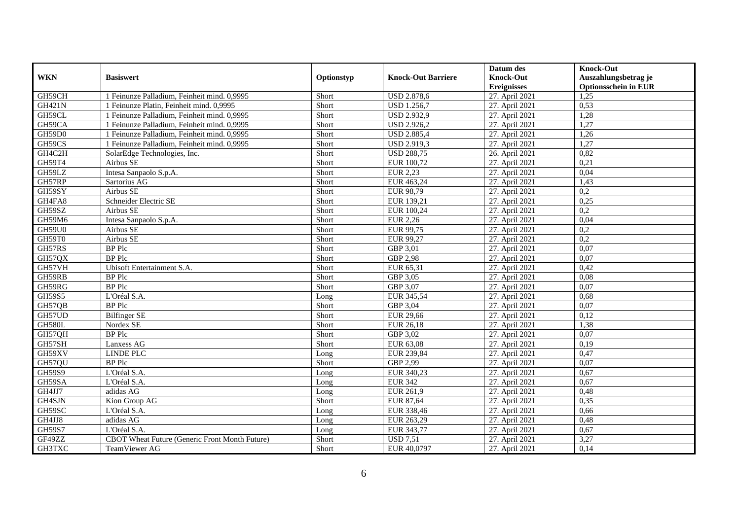| WKN | Basiswert | Optionstyp | Knock-Out Barriere | Datum des Knock-Out Ereignisses | Knock-Out Auszahlungsbetrag je Optionsschein in EUR |
|---|---|---|---|---|---|
| GH59CH | 1 Feinunze Palladium, Feinheit mind. 0,9995 | Short | USD 2.878,6 | 27. April 2021 | 1,25 |
| GH421N | 1 Feinunze Platin, Feinheit mind. 0,9995 | Short | USD 1.256,7 | 27. April 2021 | 0,53 |
| GH59CL | 1 Feinunze Palladium, Feinheit mind. 0,9995 | Short | USD 2.932,9 | 27. April 2021 | 1,28 |
| GH59CA | 1 Feinunze Palladium, Feinheit mind. 0,9995 | Short | USD 2.926,2 | 27. April 2021 | 1,27 |
| GH59D0 | 1 Feinunze Palladium, Feinheit mind. 0,9995 | Short | USD 2.885,4 | 27. April 2021 | 1,26 |
| GH59CS | 1 Feinunze Palladium, Feinheit mind. 0,9995 | Short | USD 2.919,3 | 27. April 2021 | 1,27 |
| GH4C2H | SolarEdge Technologies, Inc. | Short | USD 288,75 | 26. April 2021 | 0,82 |
| GH59T4 | Airbus SE | Short | EUR 100,72 | 27. April 2021 | 0,21 |
| GH59LZ | Intesa Sanpaolo S.p.A. | Short | EUR 2,23 | 27. April 2021 | 0,04 |
| GH57RP | Sartorius AG | Short | EUR 463,24 | 27. April 2021 | 1,43 |
| GH59SY | Airbus SE | Short | EUR 98,79 | 27. April 2021 | 0,2 |
| GH4FA8 | Schneider Electric SE | Short | EUR 139,21 | 27. April 2021 | 0,25 |
| GH59SZ | Airbus SE | Short | EUR 100,24 | 27. April 2021 | 0,2 |
| GH59M6 | Intesa Sanpaolo S.p.A. | Short | EUR 2,26 | 27. April 2021 | 0,04 |
| GH59U0 | Airbus SE | Short | EUR 99,75 | 27. April 2021 | 0,2 |
| GH59T0 | Airbus SE | Short | EUR 99,27 | 27. April 2021 | 0,2 |
| GH57RS | BP Plc | Short | GBP 3,01 | 27. April 2021 | 0,07 |
| GH57QX | BP Plc | Short | GBP 2,98 | 27. April 2021 | 0,07 |
| GH57VH | Ubisoft Entertainment S.A. | Short | EUR 65,31 | 27. April 2021 | 0,42 |
| GH59RB | BP Plc | Short | GBP 3,05 | 27. April 2021 | 0,08 |
| GH59RG | BP Plc | Short | GBP 3,07 | 27. April 2021 | 0,07 |
| GH59S5 | L'Oréal S.A. | Long | EUR 345,54 | 27. April 2021 | 0,68 |
| GH57QB | BP Plc | Short | GBP 3,04 | 27. April 2021 | 0,07 |
| GH57UD | Bilfinger SE | Short | EUR 29,66 | 27. April 2021 | 0,12 |
| GH580L | Nordex SE | Short | EUR 26,18 | 27. April 2021 | 1,38 |
| GH57QH | BP Plc | Short | GBP 3,02 | 27. April 2021 | 0,07 |
| GH57SH | Lanxess AG | Short | EUR 63,08 | 27. April 2021 | 0,19 |
| GH59XV | LINDE PLC | Long | EUR 239,84 | 27. April 2021 | 0,47 |
| GH57QU | BP Plc | Short | GBP 2,99 | 27. April 2021 | 0,07 |
| GH59S9 | L'Oréal S.A. | Long | EUR 340,23 | 27. April 2021 | 0,67 |
| GH59SA | L'Oréal S.A. | Long | EUR 342 | 27. April 2021 | 0,67 |
| GH4JJ7 | adidas AG | Long | EUR 261,9 | 27. April 2021 | 0,48 |
| GH4SJN | Kion Group AG | Short | EUR 87,64 | 27. April 2021 | 0,35 |
| GH59SC | L'Oréal S.A. | Long | EUR 338,46 | 27. April 2021 | 0,66 |
| GH4JJ8 | adidas AG | Long | EUR 263,29 | 27. April 2021 | 0,48 |
| GH59S7 | L'Oréal S.A. | Long | EUR 343,77 | 27. April 2021 | 0,67 |
| GF49ZZ | CBOT Wheat Future (Generic Front Month Future) | Short | USD 7,51 | 27. April 2021 | 3,27 |
| GH3TXC | TeamViewer AG | Short | EUR 40,0797 | 27. April 2021 | 0,14 |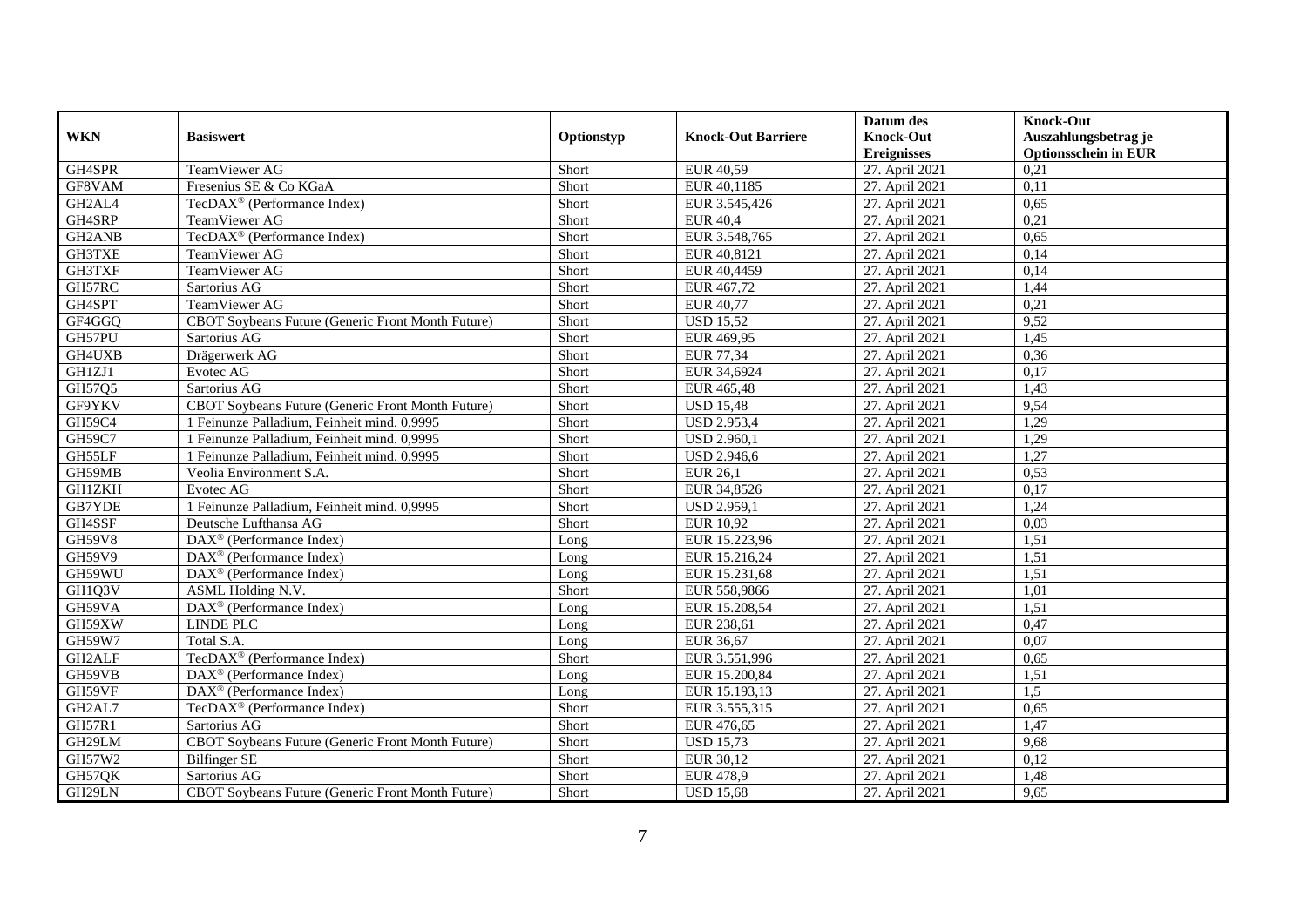| WKN | Basiswert | Optionstyp | Knock-Out Barriere | Datum des Knock-Out Ereignisses | Knock-Out Auszahlungsbetrag je Optionsschein in EUR |
|---|---|---|---|---|---|
| GH4SPR | TeamViewer AG | Short | EUR 40,59 | 27. April 2021 | 0,21 |
| GF8VAM | Fresenius SE & Co KGaA | Short | EUR 40,1185 | 27. April 2021 | 0,11 |
| GH2AL4 | TecDAX® (Performance Index) | Short | EUR 3.545,426 | 27. April 2021 | 0,65 |
| GH4SRP | TeamViewer AG | Short | EUR 40,4 | 27. April 2021 | 0,21 |
| GH2ANB | TecDAX® (Performance Index) | Short | EUR 3.548,765 | 27. April 2021 | 0,65 |
| GH3TXE | TeamViewer AG | Short | EUR 40,8121 | 27. April 2021 | 0,14 |
| GH3TXF | TeamViewer AG | Short | EUR 40,4459 | 27. April 2021 | 0,14 |
| GH57RC | Sartorius AG | Short | EUR 467,72 | 27. April 2021 | 1,44 |
| GH4SPT | TeamViewer AG | Short | EUR 40,77 | 27. April 2021 | 0,21 |
| GF4GGQ | CBOT Soybeans Future (Generic Front Month Future) | Short | USD 15,52 | 27. April 2021 | 9,52 |
| GH57PU | Sartorius AG | Short | EUR 469,95 | 27. April 2021 | 1,45 |
| GH4UXB | Drägerwerk AG | Short | EUR 77,34 | 27. April 2021 | 0,36 |
| GH1ZJ1 | Evotec AG | Short | EUR 34,6924 | 27. April 2021 | 0,17 |
| GH57Q5 | Sartorius AG | Short | EUR 465,48 | 27. April 2021 | 1,43 |
| GF9YKV | CBOT Soybeans Future (Generic Front Month Future) | Short | USD 15,48 | 27. April 2021 | 9,54 |
| GH59C4 | 1 Feinunze Palladium, Feinheit mind. 0,9995 | Short | USD 2.953,4 | 27. April 2021 | 1,29 |
| GH59C7 | 1 Feinunze Palladium, Feinheit mind. 0,9995 | Short | USD 2.960,1 | 27. April 2021 | 1,29 |
| GH55LF | 1 Feinunze Palladium, Feinheit mind. 0,9995 | Short | USD 2.946,6 | 27. April 2021 | 1,27 |
| GH59MB | Veolia Environment S.A. | Short | EUR 26,1 | 27. April 2021 | 0,53 |
| GH1ZKH | Evotec AG | Short | EUR 34,8526 | 27. April 2021 | 0,17 |
| GB7YDE | 1 Feinunze Palladium, Feinheit mind. 0,9995 | Short | USD 2.959,1 | 27. April 2021 | 1,24 |
| GH4SSF | Deutsche Lufthansa AG | Short | EUR 10,92 | 27. April 2021 | 0,03 |
| GH59V8 | DAX® (Performance Index) | Long | EUR 15.223,96 | 27. April 2021 | 1,51 |
| GH59V9 | DAX® (Performance Index) | Long | EUR 15.216,24 | 27. April 2021 | 1,51 |
| GH59WU | DAX® (Performance Index) | Long | EUR 15.231,68 | 27. April 2021 | 1,51 |
| GH1Q3V | ASML Holding N.V. | Short | EUR 558,9866 | 27. April 2021 | 1,01 |
| GH59VA | DAX® (Performance Index) | Long | EUR 15.208,54 | 27. April 2021 | 1,51 |
| GH59XW | LINDE PLC | Long | EUR 238,61 | 27. April 2021 | 0,47 |
| GH59W7 | Total S.A. | Long | EUR 36,67 | 27. April 2021 | 0,07 |
| GH2ALF | TecDAX® (Performance Index) | Short | EUR 3.551,996 | 27. April 2021 | 0,65 |
| GH59VB | DAX® (Performance Index) | Long | EUR 15.200,84 | 27. April 2021 | 1,51 |
| GH59VF | DAX® (Performance Index) | Long | EUR 15.193,13 | 27. April 2021 | 1,5 |
| GH2AL7 | TecDAX® (Performance Index) | Short | EUR 3.555,315 | 27. April 2021 | 0,65 |
| GH57R1 | Sartorius AG | Short | EUR 476,65 | 27. April 2021 | 1,47 |
| GH29LM | CBOT Soybeans Future (Generic Front Month Future) | Short | USD 15,73 | 27. April 2021 | 9,68 |
| GH57W2 | Bilfinger SE | Short | EUR 30,12 | 27. April 2021 | 0,12 |
| GH57QK | Sartorius AG | Short | EUR 478,9 | 27. April 2021 | 1,48 |
| GH29LN | CBOT Soybeans Future (Generic Front Month Future) | Short | USD 15,68 | 27. April 2021 | 9,65 |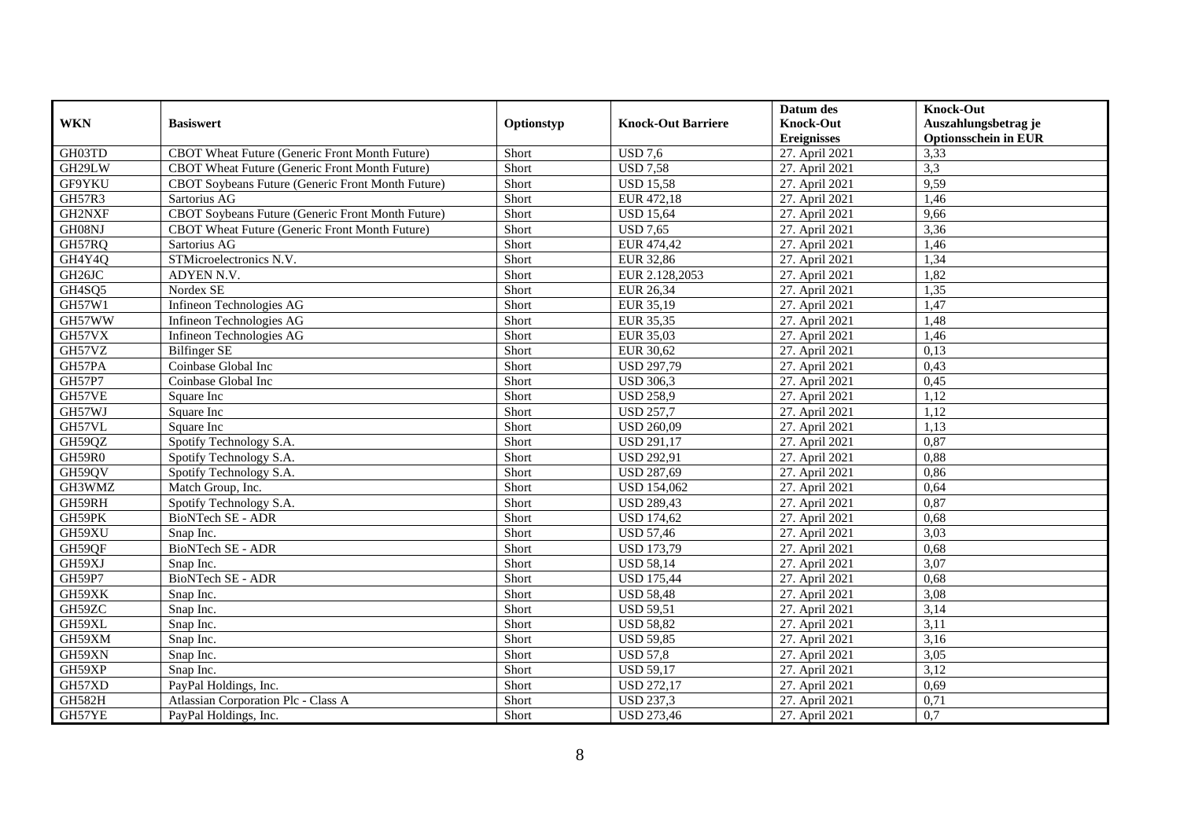| WKN | Basiswert | Optionstyp | Knock-Out Barriere | Datum des Knock-Out Ereignisses | Knock-Out Auszahlungsbetrag je Optionsschein in EUR |
|---|---|---|---|---|---|
| GH03TD | CBOT Wheat Future (Generic Front Month Future) | Short | USD 7,6 | 27. April 2021 | 3,33 |
| GH29LW | CBOT Wheat Future (Generic Front Month Future) | Short | USD 7,58 | 27. April 2021 | 3,3 |
| GF9YKU | CBOT Soybeans Future (Generic Front Month Future) | Short | USD 15,58 | 27. April 2021 | 9,59 |
| GH57R3 | Sartorius AG | Short | EUR 472,18 | 27. April 2021 | 1,46 |
| GH2NXF | CBOT Soybeans Future (Generic Front Month Future) | Short | USD 15,64 | 27. April 2021 | 9,66 |
| GH08NJ | CBOT Wheat Future (Generic Front Month Future) | Short | USD 7,65 | 27. April 2021 | 3,36 |
| GH57RQ | Sartorius AG | Short | EUR 474,42 | 27. April 2021 | 1,46 |
| GH4Y4Q | STMicroelectronics N.V. | Short | EUR 32,86 | 27. April 2021 | 1,34 |
| GH26JC | ADYEN N.V. | Short | EUR 2.128,2053 | 27. April 2021 | 1,82 |
| GH4SQ5 | Nordex SE | Short | EUR 26,34 | 27. April 2021 | 1,35 |
| GH57W1 | Infineon Technologies AG | Short | EUR 35,19 | 27. April 2021 | 1,47 |
| GH57WW | Infineon Technologies AG | Short | EUR 35,35 | 27. April 2021 | 1,48 |
| GH57VX | Infineon Technologies AG | Short | EUR 35,03 | 27. April 2021 | 1,46 |
| GH57VZ | Bilfinger SE | Short | EUR 30,62 | 27. April 2021 | 0,13 |
| GH57PA | Coinbase Global Inc | Short | USD 297,79 | 27. April 2021 | 0,43 |
| GH57P7 | Coinbase Global Inc | Short | USD 306,3 | 27. April 2021 | 0,45 |
| GH57VE | Square Inc | Short | USD 258,9 | 27. April 2021 | 1,12 |
| GH57WJ | Square Inc | Short | USD 257,7 | 27. April 2021 | 1,12 |
| GH57VL | Square Inc | Short | USD 260,09 | 27. April 2021 | 1,13 |
| GH59QZ | Spotify Technology S.A. | Short | USD 291,17 | 27. April 2021 | 0,87 |
| GH59R0 | Spotify Technology S.A. | Short | USD 292,91 | 27. April 2021 | 0,88 |
| GH59QV | Spotify Technology S.A. | Short | USD 287,69 | 27. April 2021 | 0,86 |
| GH3WMZ | Match Group, Inc. | Short | USD 154,062 | 27. April 2021 | 0,64 |
| GH59RH | Spotify Technology S.A. | Short | USD 289,43 | 27. April 2021 | 0,87 |
| GH59PK | BioNTech SE - ADR | Short | USD 174,62 | 27. April 2021 | 0,68 |
| GH59XU | Snap Inc. | Short | USD 57,46 | 27. April 2021 | 3,03 |
| GH59QF | BioNTech SE - ADR | Short | USD 173,79 | 27. April 2021 | 0,68 |
| GH59XJ | Snap Inc. | Short | USD 58,14 | 27. April 2021 | 3,07 |
| GH59P7 | BioNTech SE - ADR | Short | USD 175,44 | 27. April 2021 | 0,68 |
| GH59XK | Snap Inc. | Short | USD 58,48 | 27. April 2021 | 3,08 |
| GH59ZC | Snap Inc. | Short | USD 59,51 | 27. April 2021 | 3,14 |
| GH59XL | Snap Inc. | Short | USD 58,82 | 27. April 2021 | 3,11 |
| GH59XM | Snap Inc. | Short | USD 59,85 | 27. April 2021 | 3,16 |
| GH59XN | Snap Inc. | Short | USD 57,8 | 27. April 2021 | 3,05 |
| GH59XP | Snap Inc. | Short | USD 59,17 | 27. April 2021 | 3,12 |
| GH57XD | PayPal Holdings, Inc. | Short | USD 272,17 | 27. April 2021 | 0,69 |
| GH582H | Atlassian Corporation Plc - Class A | Short | USD 237,3 | 27. April 2021 | 0,71 |
| GH57YE | PayPal Holdings, Inc. | Short | USD 273,46 | 27. April 2021 | 0,7 |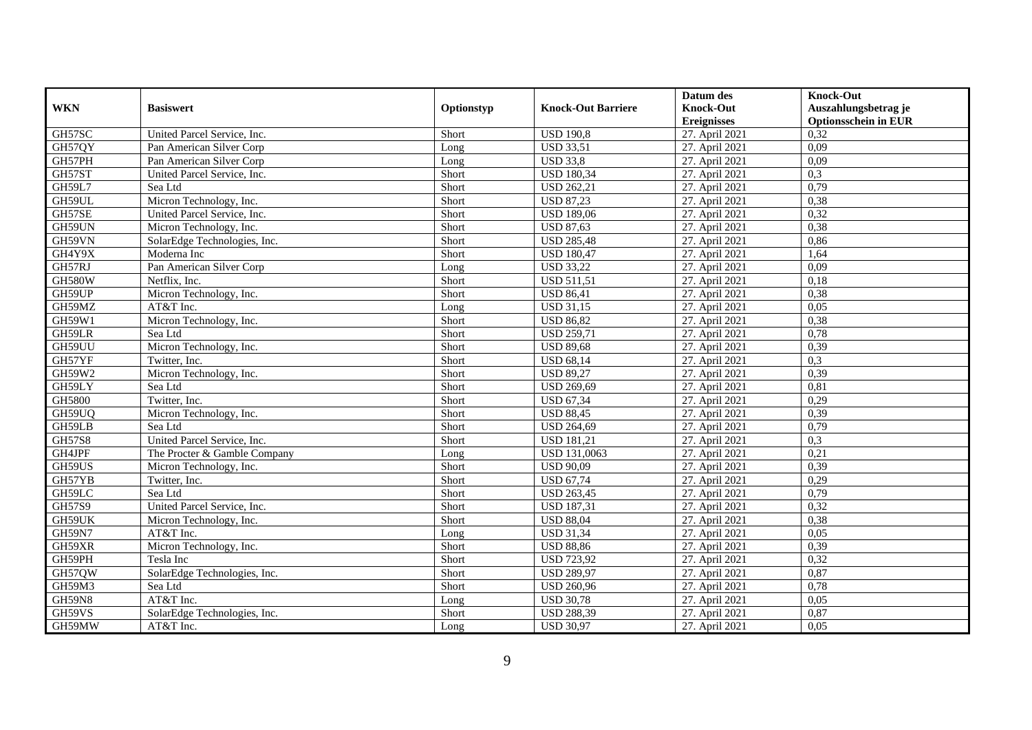| WKN | Basiswert | Optionstyp | Knock-Out Barriere | Datum des Knock-Out Ereignisses | Knock-Out Auszahlungsbetrag je Optionsschein in EUR |
|---|---|---|---|---|---|
| GH57SC | United Parcel Service, Inc. | Short | USD 190,8 | 27. April 2021 | 0,32 |
| GH57QY | Pan American Silver Corp | Long | USD 33,51 | 27. April 2021 | 0,09 |
| GH57PH | Pan American Silver Corp | Long | USD 33,8 | 27. April 2021 | 0,09 |
| GH57ST | United Parcel Service, Inc. | Short | USD 180,34 | 27. April 2021 | 0,3 |
| GH59L7 | Sea Ltd | Short | USD 262,21 | 27. April 2021 | 0,79 |
| GH59UL | Micron Technology, Inc. | Short | USD 87,23 | 27. April 2021 | 0,38 |
| GH57SE | United Parcel Service, Inc. | Short | USD 189,06 | 27. April 2021 | 0,32 |
| GH59UN | Micron Technology, Inc. | Short | USD 87,63 | 27. April 2021 | 0,38 |
| GH59VN | SolarEdge Technologies, Inc. | Short | USD 285,48 | 27. April 2021 | 0,86 |
| GH4Y9X | Moderna Inc | Short | USD 180,47 | 27. April 2021 | 1,64 |
| GH57RJ | Pan American Silver Corp | Long | USD 33,22 | 27. April 2021 | 0,09 |
| GH580W | Netflix, Inc. | Short | USD 511,51 | 27. April 2021 | 0,18 |
| GH59UP | Micron Technology, Inc. | Short | USD 86,41 | 27. April 2021 | 0,38 |
| GH59MZ | AT&T Inc. | Long | USD 31,15 | 27. April 2021 | 0,05 |
| GH59W1 | Micron Technology, Inc. | Short | USD 86,82 | 27. April 2021 | 0,38 |
| GH59LR | Sea Ltd | Short | USD 259,71 | 27. April 2021 | 0,78 |
| GH59UU | Micron Technology, Inc. | Short | USD 89,68 | 27. April 2021 | 0,39 |
| GH57YF | Twitter, Inc. | Short | USD 68,14 | 27. April 2021 | 0,3 |
| GH59W2 | Micron Technology, Inc. | Short | USD 89,27 | 27. April 2021 | 0,39 |
| GH59LY | Sea Ltd | Short | USD 269,69 | 27. April 2021 | 0,81 |
| GH5800 | Twitter, Inc. | Short | USD 67,34 | 27. April 2021 | 0,29 |
| GH59UQ | Micron Technology, Inc. | Short | USD 88,45 | 27. April 2021 | 0,39 |
| GH59LB | Sea Ltd | Short | USD 264,69 | 27. April 2021 | 0,79 |
| GH57S8 | United Parcel Service, Inc. | Short | USD 181,21 | 27. April 2021 | 0,3 |
| GH4JPF | The Procter & Gamble Company | Long | USD 131,0063 | 27. April 2021 | 0,21 |
| GH59US | Micron Technology, Inc. | Short | USD 90,09 | 27. April 2021 | 0,39 |
| GH57YB | Twitter, Inc. | Short | USD 67,74 | 27. April 2021 | 0,29 |
| GH59LC | Sea Ltd | Short | USD 263,45 | 27. April 2021 | 0,79 |
| GH57S9 | United Parcel Service, Inc. | Short | USD 187,31 | 27. April 2021 | 0,32 |
| GH59UK | Micron Technology, Inc. | Short | USD 88,04 | 27. April 2021 | 0,38 |
| GH59N7 | AT&T Inc. | Long | USD 31,34 | 27. April 2021 | 0,05 |
| GH59XR | Micron Technology, Inc. | Short | USD 88,86 | 27. April 2021 | 0,39 |
| GH59PH | Tesla Inc | Short | USD 723,92 | 27. April 2021 | 0,32 |
| GH57QW | SolarEdge Technologies, Inc. | Short | USD 289,97 | 27. April 2021 | 0,87 |
| GH59M3 | Sea Ltd | Short | USD 260,96 | 27. April 2021 | 0,78 |
| GH59N8 | AT&T Inc. | Long | USD 30,78 | 27. April 2021 | 0,05 |
| GH59VS | SolarEdge Technologies, Inc. | Short | USD 288,39 | 27. April 2021 | 0,87 |
| GH59MW | AT&T Inc. | Long | USD 30,97 | 27. April 2021 | 0,05 |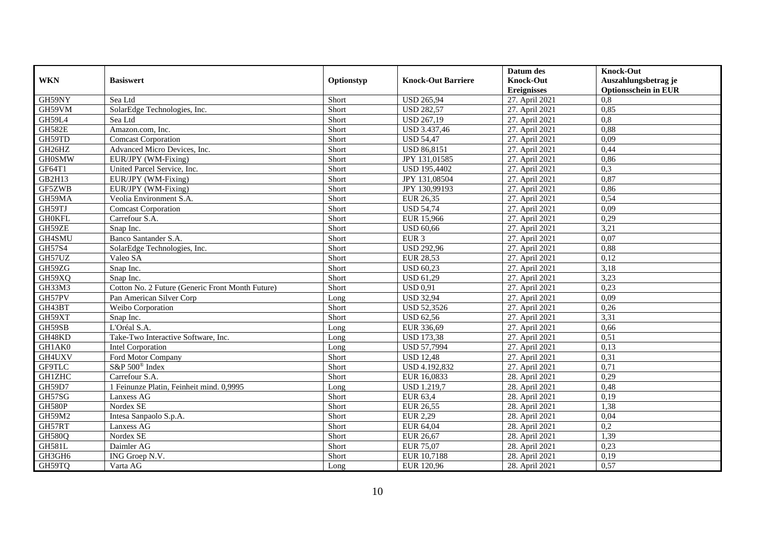| WKN | Basiswert | Optionstyp | Knock-Out Barriere | Datum des Knock-Out Ereignisses | Knock-Out Auszahlungsbetrag je Optionsschein in EUR |
|---|---|---|---|---|---|
| GH59NY | Sea Ltd | Short | USD 265,94 | 27. April 2021 | 0,8 |
| GH59VM | SolarEdge Technologies, Inc. | Short | USD 282,57 | 27. April 2021 | 0,85 |
| GH59L4 | Sea Ltd | Short | USD 267,19 | 27. April 2021 | 0,8 |
| GH582E | Amazon.com, Inc. | Short | USD 3.437,46 | 27. April 2021 | 0,88 |
| GH59TD | Comcast Corporation | Short | USD 54,47 | 27. April 2021 | 0,09 |
| GH26HZ | Advanced Micro Devices, Inc. | Short | USD 86,8151 | 27. April 2021 | 0,44 |
| GH0SMW | EUR/JPY (WM-Fixing) | Short | JPY 131,01585 | 27. April 2021 | 0,86 |
| GF64T1 | United Parcel Service, Inc. | Short | USD 195,4402 | 27. April 2021 | 0,3 |
| GB2H13 | EUR/JPY (WM-Fixing) | Short | JPY 131,08504 | 27. April 2021 | 0,87 |
| GF5ZWB | EUR/JPY (WM-Fixing) | Short | JPY 130,99193 | 27. April 2021 | 0,86 |
| GH59MA | Veolia Environment S.A. | Short | EUR 26,35 | 27. April 2021 | 0,54 |
| GH59TJ | Comcast Corporation | Short | USD 54,74 | 27. April 2021 | 0,09 |
| GH0KFL | Carrefour S.A. | Short | EUR 15,966 | 27. April 2021 | 0,29 |
| GH59ZE | Snap Inc. | Short | USD 60,66 | 27. April 2021 | 3,21 |
| GH4SMU | Banco Santander S.A. | Short | EUR 3 | 27. April 2021 | 0,07 |
| GH57S4 | SolarEdge Technologies, Inc. | Short | USD 292,96 | 27. April 2021 | 0,88 |
| GH57UZ | Valeo SA | Short | EUR 28,53 | 27. April 2021 | 0,12 |
| GH59ZG | Snap Inc. | Short | USD 60,23 | 27. April 2021 | 3,18 |
| GH59XQ | Snap Inc. | Short | USD 61,29 | 27. April 2021 | 3,23 |
| GH33M3 | Cotton No. 2 Future (Generic Front Month Future) | Short | USD 0,91 | 27. April 2021 | 0,23 |
| GH57PV | Pan American Silver Corp | Long | USD 32,94 | 27. April 2021 | 0,09 |
| GH43BT | Weibo Corporation | Short | USD 52,3526 | 27. April 2021 | 0,26 |
| GH59XT | Snap Inc. | Short | USD 62,56 | 27. April 2021 | 3,31 |
| GH59SB | L'Oréal S.A. | Long | EUR 336,69 | 27. April 2021 | 0,66 |
| GH48KD | Take-Two Interactive Software, Inc. | Long | USD 173,38 | 27. April 2021 | 0,51 |
| GH1AK0 | Intel Corporation | Long | USD 57,7994 | 27. April 2021 | 0,13 |
| GH4UXV | Ford Motor Company | Short | USD 12,48 | 27. April 2021 | 0,31 |
| GF9TLC | S&P 500® Index | Short | USD 4.192,832 | 27. April 2021 | 0,71 |
| GH1ZHC | Carrefour S.A. | Short | EUR 16,0833 | 28. April 2021 | 0,29 |
| GH59D7 | 1 Feinunze Platin, Feinheit mind. 0,9995 | Long | USD 1.219,7 | 28. April 2021 | 0,48 |
| GH57SG | Lanxess AG | Short | EUR 63,4 | 28. April 2021 | 0,19 |
| GH580P | Nordex SE | Short | EUR 26,55 | 28. April 2021 | 1,38 |
| GH59M2 | Intesa Sanpaolo S.p.A. | Short | EUR 2,29 | 28. April 2021 | 0,04 |
| GH57RT | Lanxess AG | Short | EUR 64,04 | 28. April 2021 | 0,2 |
| GH580Q | Nordex SE | Short | EUR 26,67 | 28. April 2021 | 1,39 |
| GH581L | Daimler AG | Short | EUR 75,07 | 28. April 2021 | 0,23 |
| GH3GH6 | ING Groep N.V. | Short | EUR 10,7188 | 28. April 2021 | 0,19 |
| GH59TQ | Varta AG | Long | EUR 120,96 | 28. April 2021 | 0,57 |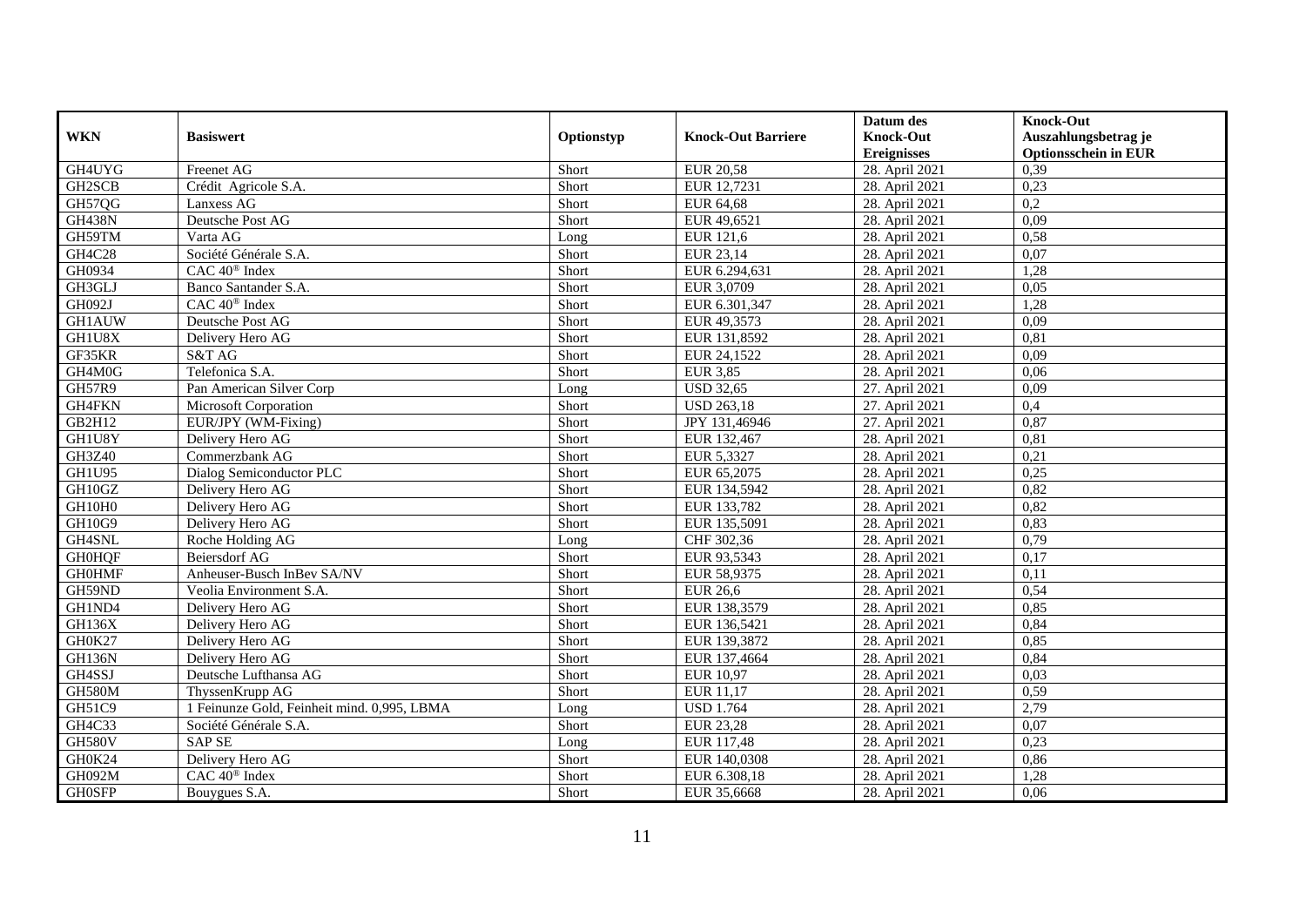| WKN | Basiswert | Optionstyp | Knock-Out Barriere | Datum des Knock-Out Ereignisses | Knock-Out Auszahlungsbetrag je Optionsschein in EUR |
|---|---|---|---|---|---|
| GH4UYG | Freenet AG | Short | EUR 20,58 | 28. April 2021 | 0,39 |
| GH2SCB | Crédit Agricole S.A. | Short | EUR 12,7231 | 28. April 2021 | 0,23 |
| GH57QG | Lanxess AG | Short | EUR 64,68 | 28. April 2021 | 0,2 |
| GH438N | Deutsche Post AG | Short | EUR 49,6521 | 28. April 2021 | 0,09 |
| GH59TM | Varta AG | Long | EUR 121,6 | 28. April 2021 | 0,58 |
| GH4C28 | Société Générale S.A. | Short | EUR 23,14 | 28. April 2021 | 0,07 |
| GH0934 | CAC 40® Index | Short | EUR 6.294,631 | 28. April 2021 | 1,28 |
| GH3GLJ | Banco Santander S.A. | Short | EUR 3,0709 | 28. April 2021 | 0,05 |
| GH092J | CAC 40® Index | Short | EUR 6.301,347 | 28. April 2021 | 1,28 |
| GH1AUW | Deutsche Post AG | Short | EUR 49,3573 | 28. April 2021 | 0,09 |
| GH1U8X | Delivery Hero AG | Short | EUR 131,8592 | 28. April 2021 | 0,81 |
| GF35KR | S&T AG | Short | EUR 24,1522 | 28. April 2021 | 0,09 |
| GH4M0G | Telefonica S.A. | Short | EUR 3,85 | 28. April 2021 | 0,06 |
| GH57R9 | Pan American Silver Corp | Long | USD 32,65 | 27. April 2021 | 0,09 |
| GH4FKN | Microsoft Corporation | Short | USD 263,18 | 27. April 2021 | 0,4 |
| GB2H12 | EUR/JPY (WM-Fixing) | Short | JPY 131,46946 | 27. April 2021 | 0,87 |
| GH1U8Y | Delivery Hero AG | Short | EUR 132,467 | 28. April 2021 | 0,81 |
| GH3Z40 | Commerzbank AG | Short | EUR 5,3327 | 28. April 2021 | 0,21 |
| GH1U95 | Dialog Semiconductor PLC | Short | EUR 65,2075 | 28. April 2021 | 0,25 |
| GH10GZ | Delivery Hero AG | Short | EUR 134,5942 | 28. April 2021 | 0,82 |
| GH10H0 | Delivery Hero AG | Short | EUR 133,782 | 28. April 2021 | 0,82 |
| GH10G9 | Delivery Hero AG | Short | EUR 135,5091 | 28. April 2021 | 0,83 |
| GH4SNL | Roche Holding AG | Long | CHF 302,36 | 28. April 2021 | 0,79 |
| GH0HQF | Beiersdorf AG | Short | EUR 93,5343 | 28. April 2021 | 0,17 |
| GH0HMF | Anheuser-Busch InBev SA/NV | Short | EUR 58,9375 | 28. April 2021 | 0,11 |
| GH59ND | Veolia Environment S.A. | Short | EUR 26,6 | 28. April 2021 | 0,54 |
| GH1ND4 | Delivery Hero AG | Short | EUR 138,3579 | 28. April 2021 | 0,85 |
| GH136X | Delivery Hero AG | Short | EUR 136,5421 | 28. April 2021 | 0,84 |
| GH0K27 | Delivery Hero AG | Short | EUR 139,3872 | 28. April 2021 | 0,85 |
| GH136N | Delivery Hero AG | Short | EUR 137,4664 | 28. April 2021 | 0,84 |
| GH4SSJ | Deutsche Lufthansa AG | Short | EUR 10,97 | 28. April 2021 | 0,03 |
| GH580M | ThyssenKrupp AG | Short | EUR 11,17 | 28. April 2021 | 0,59 |
| GH51C9 | 1 Feinunze Gold, Feinheit mind. 0,995, LBMA | Long | USD 1.764 | 28. April 2021 | 2,79 |
| GH4C33 | Société Générale S.A. | Short | EUR 23,28 | 28. April 2021 | 0,07 |
| GH580V | SAP SE | Long | EUR 117,48 | 28. April 2021 | 0,23 |
| GH0K24 | Delivery Hero AG | Short | EUR 140,0308 | 28. April 2021 | 0,86 |
| GH092M | CAC 40® Index | Short | EUR 6.308,18 | 28. April 2021 | 1,28 |
| GH0SFP | Bouygues S.A. | Short | EUR 35,6668 | 28. April 2021 | 0,06 |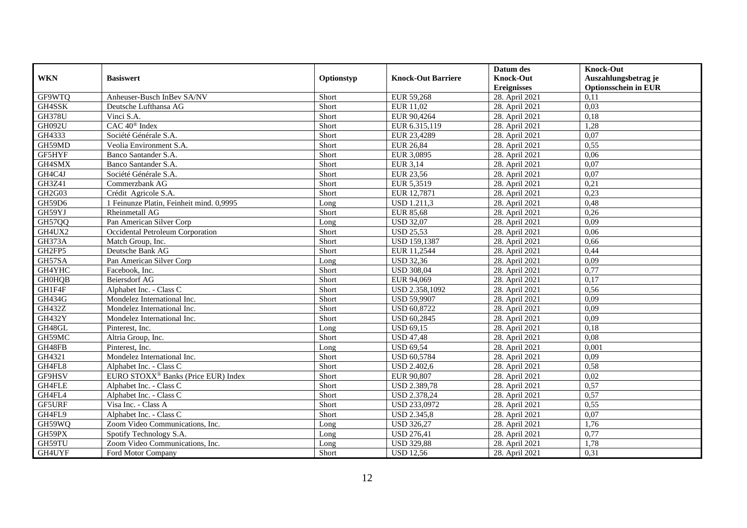| WKN | Basiswert | Optionstyp | Knock-Out Barriere | Datum des Knock-Out Ereignisses | Knock-Out Auszahlungsbetrag je Optionsschein in EUR |
|---|---|---|---|---|---|
| GF9WTQ | Anheuser-Busch InBev SA/NV | Short | EUR 59,268 | 28. April 2021 | 0,11 |
| GH4SSK | Deutsche Lufthansa AG | Short | EUR 11,02 | 28. April 2021 | 0,03 |
| GH378U | Vinci S.A. | Short | EUR 90,4264 | 28. April 2021 | 0,18 |
| GH092U | CAC 40® Index | Short | EUR 6.315,119 | 28. April 2021 | 1,28 |
| GH4333 | Société Générale S.A. | Short | EUR 23,4289 | 28. April 2021 | 0,07 |
| GH59MD | Veolia Environment S.A. | Short | EUR 26,84 | 28. April 2021 | 0,55 |
| GF5HYF | Banco Santander S.A. | Short | EUR 3,0895 | 28. April 2021 | 0,06 |
| GH4SMX | Banco Santander S.A. | Short | EUR 3,14 | 28. April 2021 | 0,07 |
| GH4C4J | Société Générale S.A. | Short | EUR 23,56 | 28. April 2021 | 0,07 |
| GH3Z41 | Commerzbank AG | Short | EUR 5,3519 | 28. April 2021 | 0,21 |
| GH2G03 | Crédit Agricole S.A. | Short | EUR 12,7871 | 28. April 2021 | 0,23 |
| GH59D6 | 1 Feinunze Platin, Feinheit mind. 0,9995 | Long | USD 1.211,3 | 28. April 2021 | 0,48 |
| GH59YJ | Rheinmetall AG | Short | EUR 85,68 | 28. April 2021 | 0,26 |
| GH57QQ | Pan American Silver Corp | Long | USD 32,07 | 28. April 2021 | 0,09 |
| GH4UX2 | Occidental Petroleum Corporation | Short | USD 25,53 | 28. April 2021 | 0,06 |
| GH373A | Match Group, Inc. | Short | USD 159,1387 | 28. April 2021 | 0,66 |
| GH2FP5 | Deutsche Bank AG | Short | EUR 11,2544 | 28. April 2021 | 0,44 |
| GH57SA | Pan American Silver Corp | Long | USD 32,36 | 28. April 2021 | 0,09 |
| GH4YHC | Facebook, Inc. | Short | USD 308,04 | 28. April 2021 | 0,77 |
| GH0HQB | Beiersdorf AG | Short | EUR 94,069 | 28. April 2021 | 0,17 |
| GH1F4F | Alphabet Inc. - Class C | Short | USD 2.358,1092 | 28. April 2021 | 0,56 |
| GH434G | Mondelez International Inc. | Short | USD 59,9907 | 28. April 2021 | 0,09 |
| GH432Z | Mondelez International Inc. | Short | USD 60,8722 | 28. April 2021 | 0,09 |
| GH432Y | Mondelez International Inc. | Short | USD 60,2845 | 28. April 2021 | 0,09 |
| GH48GL | Pinterest, Inc. | Long | USD 69,15 | 28. April 2021 | 0,18 |
| GH59MC | Altria Group, Inc. | Short | USD 47,48 | 28. April 2021 | 0,08 |
| GH48FB | Pinterest, Inc. | Long | USD 69,54 | 28. April 2021 | 0,001 |
| GH4321 | Mondelez International Inc. | Short | USD 60,5784 | 28. April 2021 | 0,09 |
| GH4FL8 | Alphabet Inc. - Class C | Short | USD 2.402,6 | 28. April 2021 | 0,58 |
| GF9HSV | EURO STOXX® Banks (Price EUR) Index | Short | EUR 90,807 | 28. April 2021 | 0,02 |
| GH4FLE | Alphabet Inc. - Class C | Short | USD 2.389,78 | 28. April 2021 | 0,57 |
| GH4FL4 | Alphabet Inc. - Class C | Short | USD 2.378,24 | 28. April 2021 | 0,57 |
| GF5URF | Visa Inc. - Class A | Short | USD 233,0972 | 28. April 2021 | 0,55 |
| GH4FL9 | Alphabet Inc. - Class C | Short | USD 2.345,8 | 28. April 2021 | 0,07 |
| GH59WQ | Zoom Video Communications, Inc. | Long | USD 326,27 | 28. April 2021 | 1,76 |
| GH59PX | Spotify Technology S.A. | Long | USD 276,41 | 28. April 2021 | 0,77 |
| GH59TU | Zoom Video Communications, Inc. | Long | USD 329,88 | 28. April 2021 | 1,78 |
| GH4UYF | Ford Motor Company | Short | USD 12,56 | 28. April 2021 | 0,31 |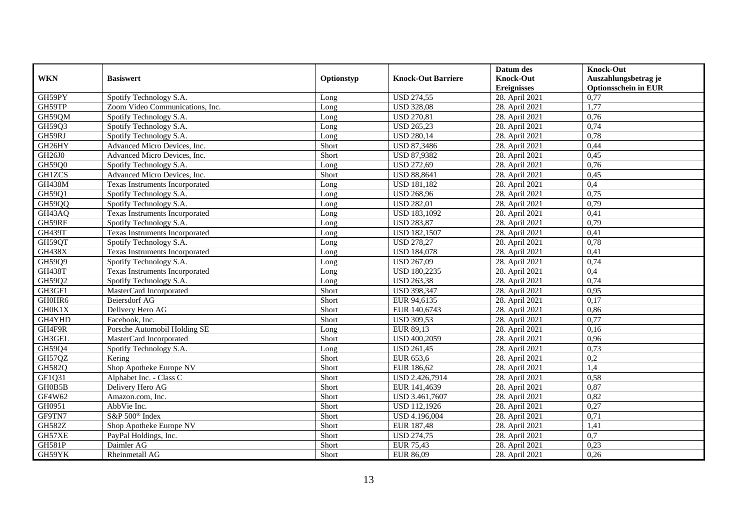| WKN | Basiswert | Optionstyp | Knock-Out Barriere | Datum des Knock-Out Ereignisses | Knock-Out Auszahlungsbetrag je Optionsschein in EUR |
|---|---|---|---|---|---|
| GH59PY | Spotify Technology S.A. | Long | USD 274,55 | 28. April 2021 | 0,77 |
| GH59TP | Zoom Video Communications, Inc. | Long | USD 328,08 | 28. April 2021 | 1,77 |
| GH59QM | Spotify Technology S.A. | Long | USD 270,81 | 28. April 2021 | 0,76 |
| GH59Q3 | Spotify Technology S.A. | Long | USD 265,23 | 28. April 2021 | 0,74 |
| GH59RJ | Spotify Technology S.A. | Long | USD 280,14 | 28. April 2021 | 0,78 |
| GH26HY | Advanced Micro Devices, Inc. | Short | USD 87,3486 | 28. April 2021 | 0,44 |
| GH26J0 | Advanced Micro Devices, Inc. | Short | USD 87,9382 | 28. April 2021 | 0,45 |
| GH59Q0 | Spotify Technology S.A. | Long | USD 272,69 | 28. April 2021 | 0,76 |
| GH1ZCS | Advanced Micro Devices, Inc. | Short | USD 88,8641 | 28. April 2021 | 0,45 |
| GH438M | Texas Instruments Incorporated | Long | USD 181,182 | 28. April 2021 | 0,4 |
| GH59Q1 | Spotify Technology S.A. | Long | USD 268,96 | 28. April 2021 | 0,75 |
| GH59QQ | Spotify Technology S.A. | Long | USD 282,01 | 28. April 2021 | 0,79 |
| GH43AQ | Texas Instruments Incorporated | Long | USD 183,1092 | 28. April 2021 | 0,41 |
| GH59RF | Spotify Technology S.A. | Long | USD 283,87 | 28. April 2021 | 0,79 |
| GH439T | Texas Instruments Incorporated | Long | USD 182,1507 | 28. April 2021 | 0,41 |
| GH59QT | Spotify Technology S.A. | Long | USD 278,27 | 28. April 2021 | 0,78 |
| GH438X | Texas Instruments Incorporated | Long | USD 184,078 | 28. April 2021 | 0,41 |
| GH59Q9 | Spotify Technology S.A. | Long | USD 267,09 | 28. April 2021 | 0,74 |
| GH438T | Texas Instruments Incorporated | Long | USD 180,2235 | 28. April 2021 | 0,4 |
| GH59Q2 | Spotify Technology S.A. | Long | USD 263,38 | 28. April 2021 | 0,74 |
| GH3GF1 | MasterCard Incorporated | Short | USD 398,347 | 28. April 2021 | 0,95 |
| GH0HR6 | Beiersdorf AG | Short | EUR 94,6135 | 28. April 2021 | 0,17 |
| GH0K1X | Delivery Hero AG | Short | EUR 140,6743 | 28. April 2021 | 0,86 |
| GH4YHD | Facebook, Inc. | Short | USD 309,53 | 28. April 2021 | 0,77 |
| GH4F9R | Porsche Automobil Holding SE | Long | EUR 89,13 | 28. April 2021 | 0,16 |
| GH3GEL | MasterCard Incorporated | Short | USD 400,2059 | 28. April 2021 | 0,96 |
| GH59Q4 | Spotify Technology S.A. | Long | USD 261,45 | 28. April 2021 | 0,73 |
| GH57QZ | Kering | Short | EUR 653,6 | 28. April 2021 | 0,2 |
| GH582Q | Shop Apotheke Europe NV | Short | EUR 186,62 | 28. April 2021 | 1,4 |
| GF1Q31 | Alphabet Inc. - Class C | Short | USD 2.426,7914 | 28. April 2021 | 0,58 |
| GH0B5B | Delivery Hero AG | Short | EUR 141,4639 | 28. April 2021 | 0,87 |
| GF4W62 | Amazon.com, Inc. | Short | USD 3.461,7607 | 28. April 2021 | 0,82 |
| GH0951 | AbbVie Inc. | Short | USD 112,1926 | 28. April 2021 | 0,27 |
| GF9TN7 | S&P 500® Index | Short | USD 4.196,004 | 28. April 2021 | 0,71 |
| GH582Z | Shop Apotheke Europe NV | Short | EUR 187,48 | 28. April 2021 | 1,41 |
| GH57XE | PayPal Holdings, Inc. | Short | USD 274,75 | 28. April 2021 | 0,7 |
| GH581P | Daimler AG | Short | EUR 75,43 | 28. April 2021 | 0,23 |
| GH59YK | Rheinmetall AG | Short | EUR 86,09 | 28. April 2021 | 0,26 |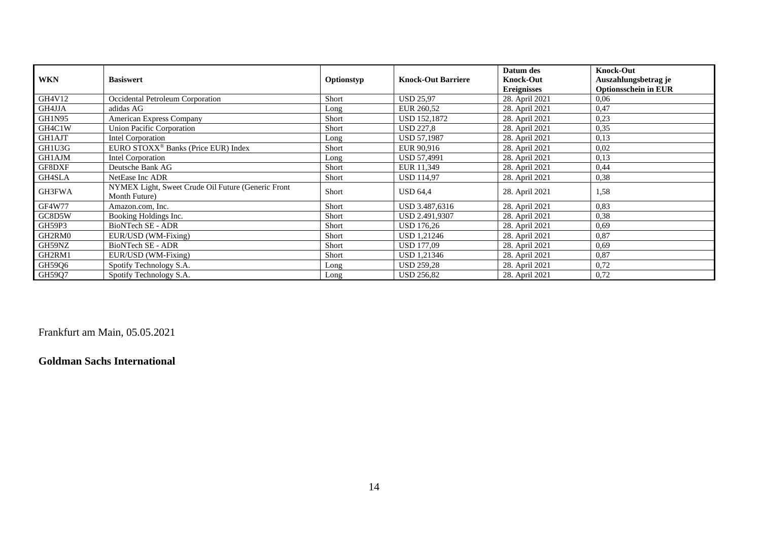| WKN | Basiswert | Optionstyp | Knock-Out Barriere | Datum des Knock-Out Ereignisses | Knock-Out Auszahlungsbetrag je Optionsschein in EUR |
|---|---|---|---|---|---|
| GH4V12 | Occidental Petroleum Corporation | Short | USD 25,97 | 28. April 2021 | 0,06 |
| GH4JJA | adidas AG | Long | EUR 260,52 | 28. April 2021 | 0,47 |
| GH1N95 | American Express Company | Short | USD 152,1872 | 28. April 2021 | 0,23 |
| GH4C1W | Union Pacific Corporation | Short | USD 227,8 | 28. April 2021 | 0,35 |
| GH1AJT | Intel Corporation | Long | USD 57,1987 | 28. April 2021 | 0,13 |
| GH1U3G | EURO STOXX® Banks (Price EUR) Index | Short | EUR 90,916 | 28. April 2021 | 0,02 |
| GH1AJM | Intel Corporation | Long | USD 57,4991 | 28. April 2021 | 0,13 |
| GF8DXF | Deutsche Bank AG | Short | EUR 11,349 | 28. April 2021 | 0,44 |
| GH4SLA | NetEase Inc ADR | Short | USD 114,97 | 28. April 2021 | 0,38 |
| GH3FWA | NYMEX Light, Sweet Crude Oil Future (Generic Front Month Future) | Short | USD 64,4 | 28. April 2021 | 1,58 |
| GF4W77 | Amazon.com, Inc. | Short | USD 3.487,6316 | 28. April 2021 | 0,83 |
| GC8D5W | Booking Holdings Inc. | Short | USD 2.491,9307 | 28. April 2021 | 0,38 |
| GH59P3 | BioNTech SE - ADR | Short | USD 176,26 | 28. April 2021 | 0,69 |
| GH2RM0 | EUR/USD (WM-Fixing) | Short | USD 1,21246 | 28. April 2021 | 0,87 |
| GH59NZ | BioNTech SE - ADR | Short | USD 177,09 | 28. April 2021 | 0,69 |
| GH2RM1 | EUR/USD (WM-Fixing) | Short | USD 1,21346 | 28. April 2021 | 0,87 |
| GH59Q6 | Spotify Technology S.A. | Long | USD 259,28 | 28. April 2021 | 0,72 |
| GH59Q7 | Spotify Technology S.A. | Long | USD 256,82 | 28. April 2021 | 0,72 |

Frankfurt am Main, 05.05.2021

**Goldman Sachs International**